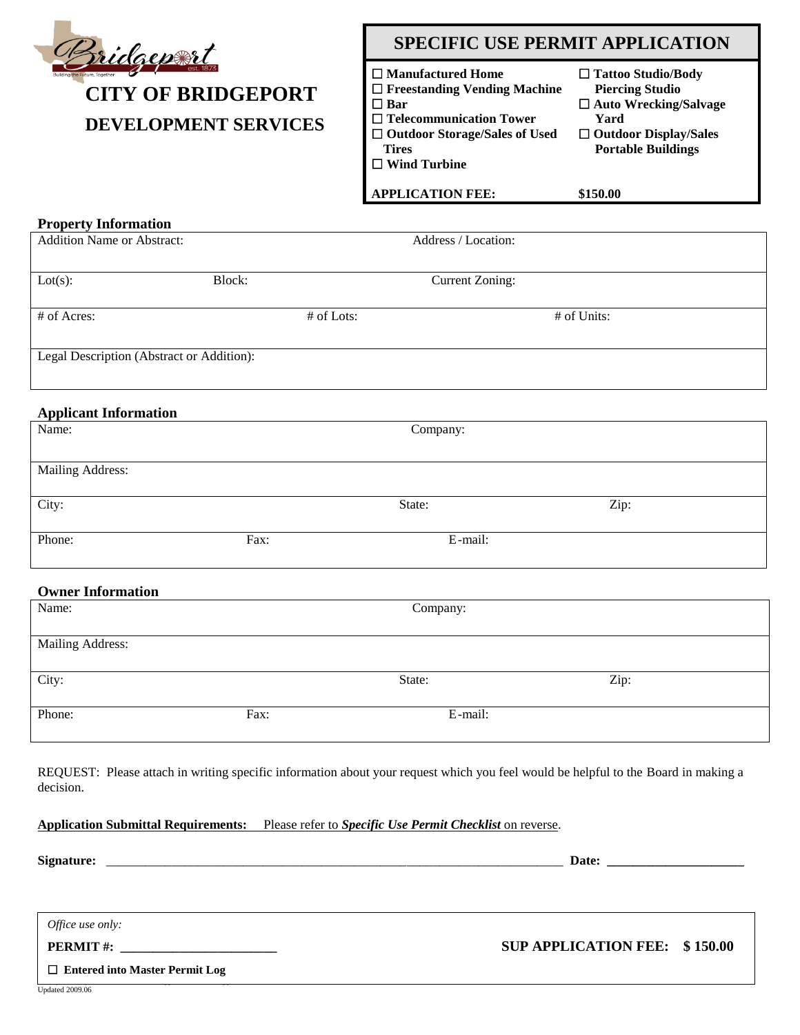Bridgeport
Building the Future, Together
est. 1873

# CITY OF BRIDGEPORT
## DEVELOPMENT SERVICES

## SPECIFIC USE PERMIT APPLICATION

- ☐ **Manufactured Home**
- ☐ **Freestanding Vending Machine**
- ☐ **Bar**
- ☐ **Telecommunication Tower**
- ☐ **Outdoor Storage/Sales of Used Tires**
- ☐ **Wind Turbine**
- ☐ **Tattoo Studio/Body Piercing Studio**
- ☐ **Auto Wrecking/Salvage Yard**
- ☐ **Outdoor Display/Sales Portable Buildings**

**APPLICATION FEE: $150.00**

**Property Information**

| Addition Name or Abstract: | | Address / Location: |
|---|---|---|
| Lot(s): | Block: | Current Zoning: |
| # of Acres: | # of Lots: | # of Units: |
| Legal Description (Abstract or Addition): | | |

**Applicant Information**

| Name: | | Company: | |
|---|---|---|---|
| Mailing Address: | | | |
| City: | | State: | Zip: |
| Phone: | Fax: | E-mail: | |

**Owner Information**

| Name: | | Company: | |
|---|---|---|---|
| Mailing Address: | | | |
| City: | | State: | Zip: |
| Phone: | Fax: | E-mail: | |

REQUEST: Please attach in writing specific information about your request which you feel would be helpful to the Board in making a decision.

**Application Submittal Requirements:** Please refer to ***Specific Use Permit Checklist*** on reverse.

**Signature:** ______________________________________________ **Date:** ____________________

*Office use only:*

**PERMIT #:** ________________________ **SUP APPLICATION FEE: $ 150.00**

☐ **Entered into Master Permit Log**

Updated 2009.06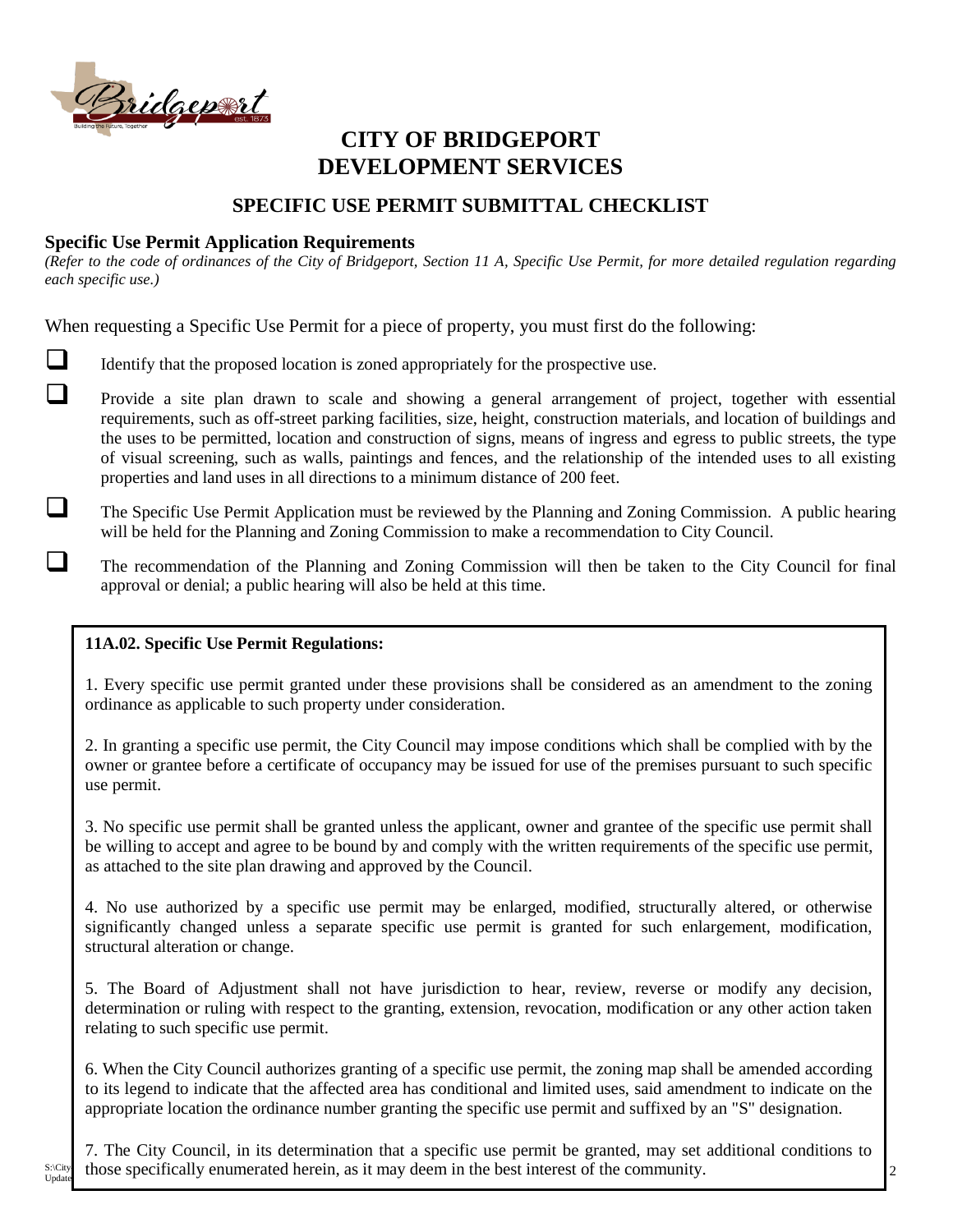# CITY OF BRIDGEPORT DEVELOPMENT SERVICES

## SPECIFIC USE PERMIT SUBMITTAL CHECKLIST

### Specific Use Permit Application Requirements

*(Refer to the code of ordinances of the City of Bridgeport, Section 11 A, Specific Use Permit, for more detailed regulation regarding each specific use.)*

When requesting a Specific Use Permit for a piece of property, you must first do the following:

- [ ] Identify that the proposed location is zoned appropriately for the prospective use.
- [ ] Provide a site plan drawn to scale and showing a general arrangement of project, together with essential requirements, such as off-street parking facilities, size, height, construction materials, and location of buildings and the uses to be permitted, location and construction of signs, means of ingress and egress to public streets, the type of visual screening, such as walls, paintings and fences, and the relationship of the intended uses to all existing properties and land uses in all directions to a minimum distance of 200 feet.
- [ ] The Specific Use Permit Application must be reviewed by the Planning and Zoning Commission. A public hearing will be held for the Planning and Zoning Commission to make a recommendation to City Council.
- [ ] The recommendation of the Planning and Zoning Commission will then be taken to the City Council for final approval or denial; a public hearing will also be held at this time.

**11A.02. Specific Use Permit Regulations:**

1. Every specific use permit granted under these provisions shall be considered as an amendment to the zoning ordinance as applicable to such property under consideration.

2. In granting a specific use permit, the City Council may impose conditions which shall be complied with by the owner or grantee before a certificate of occupancy may be issued for use of the premises pursuant to such specific use permit.

3. No specific use permit shall be granted unless the applicant, owner and grantee of the specific use permit shall be willing to accept and agree to be bound by and comply with the written requirements of the specific use permit, as attached to the site plan drawing and approved by the Council.

4. No use authorized by a specific use permit may be enlarged, modified, structurally altered, or otherwise significantly changed unless a separate specific use permit is granted for such enlargement, modification, structural alteration or change.

5. The Board of Adjustment shall not have jurisdiction to hear, review, reverse or modify any decision, determination or ruling with respect to the granting, extension, revocation, modification or any other action taken relating to such specific use permit.

6. When the City Council authorizes granting of a specific use permit, the zoning map shall be amended according to its legend to indicate that the affected area has conditional and limited uses, said amendment to indicate on the appropriate location the ordinance number granting the specific use permit and suffixed by an "S" designation.

7. The City Council, in its determination that a specific use permit be granted, may set additional conditions to those specifically enumerated herein, as it may deem in the best interest of the community.